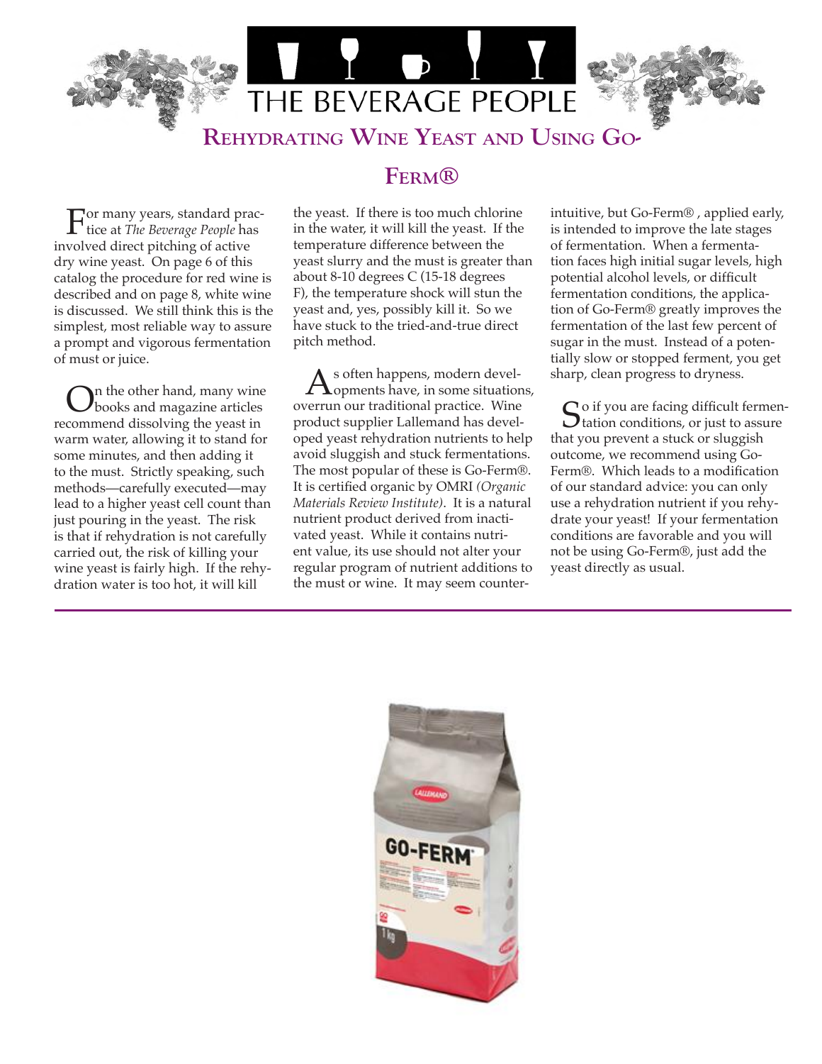# Rehydrating Wine Yeast and Using Go-Ferm®

For many years, standard practice at *The Beverage People* has involved direct pitching of active dry wine yeast. On page 6 of this catalog the procedure for red wine is described and on page 8, white wine is discussed. We still think this is the simplest, most reliable way to assure a prompt and vigorous fermentation of must or juice.

On the other hand, many wine books and magazine articles recommend dissolving the yeast in warm water, allowing it to stand for some minutes, and then adding it to the must. Strictly speaking, such methods—carefully executed—may lead to a higher yeast cell count than just pouring in the yeast. The risk is that if rehydration is not carefully carried out, the risk of killing your wine yeast is fairly high. If the rehydration water is too hot, it will kill the yeast. If there is too much chlorine in the water, it will kill the yeast. If the temperature difference between the yeast slurry and the must is greater than about 8-10 degrees C (15-18 degrees F), the temperature shock will stun the yeast and, yes, possibly kill it. So we have stuck to the tried-and-true direct pitch method.

As often happens, modern developments have, in some situations, overrun our traditional practice. Wine product supplier Lallemand has developed yeast rehydration nutrients to help avoid sluggish and stuck fermentations. The most popular of these is Go-Ferm®. It is certified organic by OMRI *(Organic Materials Review Institute)*. It is a natural nutrient product derived from inactivated yeast. While it contains nutrient value, its use should not alter your regular program of nutrient additions to the must or wine. It may seem counter-intuitive, but Go-Ferm® , applied early, is intended to improve the late stages of fermentation. When a fermentation faces high initial sugar levels, high potential alcohol levels, or difficult fermentation conditions, the application of Go-Ferm® greatly improves the fermentation of the last few percent of sugar in the must. Instead of a potentially slow or stopped ferment, you get sharp, clean progress to dryness.

So if you are facing difficult fermentation conditions, or just to assure that you prevent a stuck or sluggish outcome, we recommend using Go-Ferm®. Which leads to a modification of our standard advice: you can only use a rehydration nutrient if you rehydrate your yeast! If your fermentation conditions are favorable and you will not be using Go-Ferm®, just add the yeast directly as usual.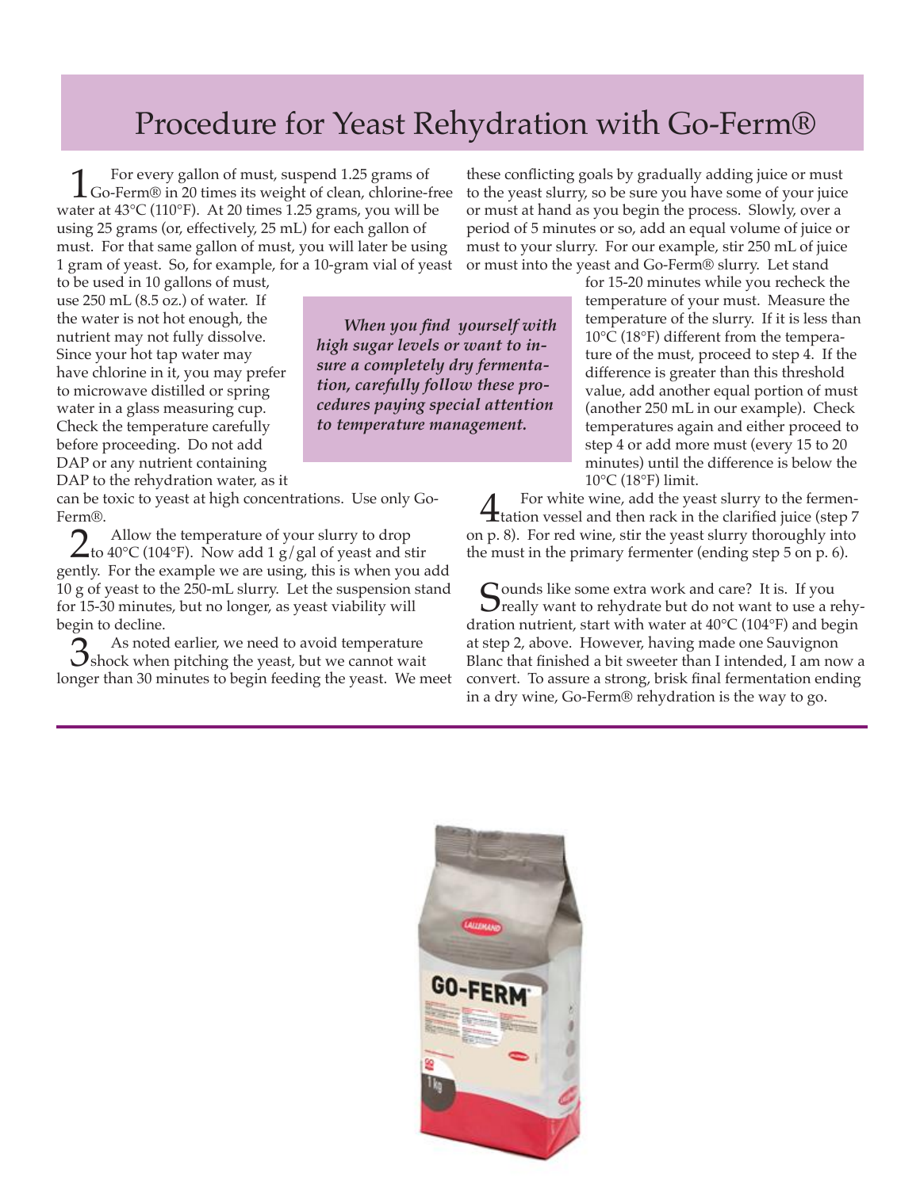# Procedure for Yeast Rehydration with Go-Ferm®

1. For every gallon of must, suspend 1.25 grams of Go-Ferm® in 20 times its weight of clean, chlorine-free water at 43°C (110°F). At 20 times 1.25 grams, you will be using 25 grams (or, effectively, 25 mL) for each gallon of must. For that same gallon of must, you will later be using 1 gram of yeast. So, for example, for a 10-gram vial of yeast to be used in 10 gallons of must, use 250 mL (8.5 oz.) of water. If the water is not hot enough, the nutrient may not fully dissolve. Since your hot tap water may have chlorine in it, you may prefer to microwave distilled or spring water in a glass measuring cup. Check the temperature carefully before proceeding. Do not add DAP or any nutrient containing DAP to the rehydration water, as it can be toxic to yeast at high concentrations. Use only Go-Ferm®.

2. Allow the temperature of your slurry to drop to 40°C (104°F). Now add 1 g/gal of yeast and stir gently. For the example we are using, this is when you add 10 g of yeast to the 250-mL slurry. Let the suspension stand for 15-30 minutes, but no longer, as yeast viability will begin to decline.

3. As noted earlier, we need to avoid temperature shock when pitching the yeast, but we cannot wait longer than 30 minutes to begin feeding the yeast. We meet these conflicting goals by gradually adding juice or must to the yeast slurry, so be sure you have some of your juice or must at hand as you begin the process. Slowly, over a period of 5 minutes or so, add an equal volume of juice or must to your slurry. For our example, stir 250 mL of juice or must into the yeast and Go-Ferm® slurry. Let stand for 15-20 minutes while you recheck the temperature of your must. Measure the temperature of the slurry. If it is less than 10°C (18°F) different from the temperature of the must, proceed to step 4. If the difference is greater than this threshold value, add another equal portion of must (another 250 mL in our example). Check temperatures again and either proceed to step 4 or add more must (every 15 to 20 minutes) until the difference is below the 10°C (18°F) limit.

4. For white wine, add the yeast slurry to the fermentation vessel and then rack in the clarified juice (step 7 on p. 8). For red wine, stir the yeast slurry thoroughly into the must in the primary fermenter (ending step 5 on p. 6).

***When you find yourself with high sugar levels or want to insure a completely dry fermentation, carefully follow these procedures paying special attention to temperature management.***

Sounds like some extra work and care? It is. If you really want to rehydrate but do not want to use a rehydration nutrient, start with water at 40°C (104°F) and begin at step 2, above. However, having made one Sauvignon Blanc that finished a bit sweeter than I intended, I am now a convert. To assure a strong, brisk final fermentation ending in a dry wine, Go-Ferm® rehydration is the way to go.